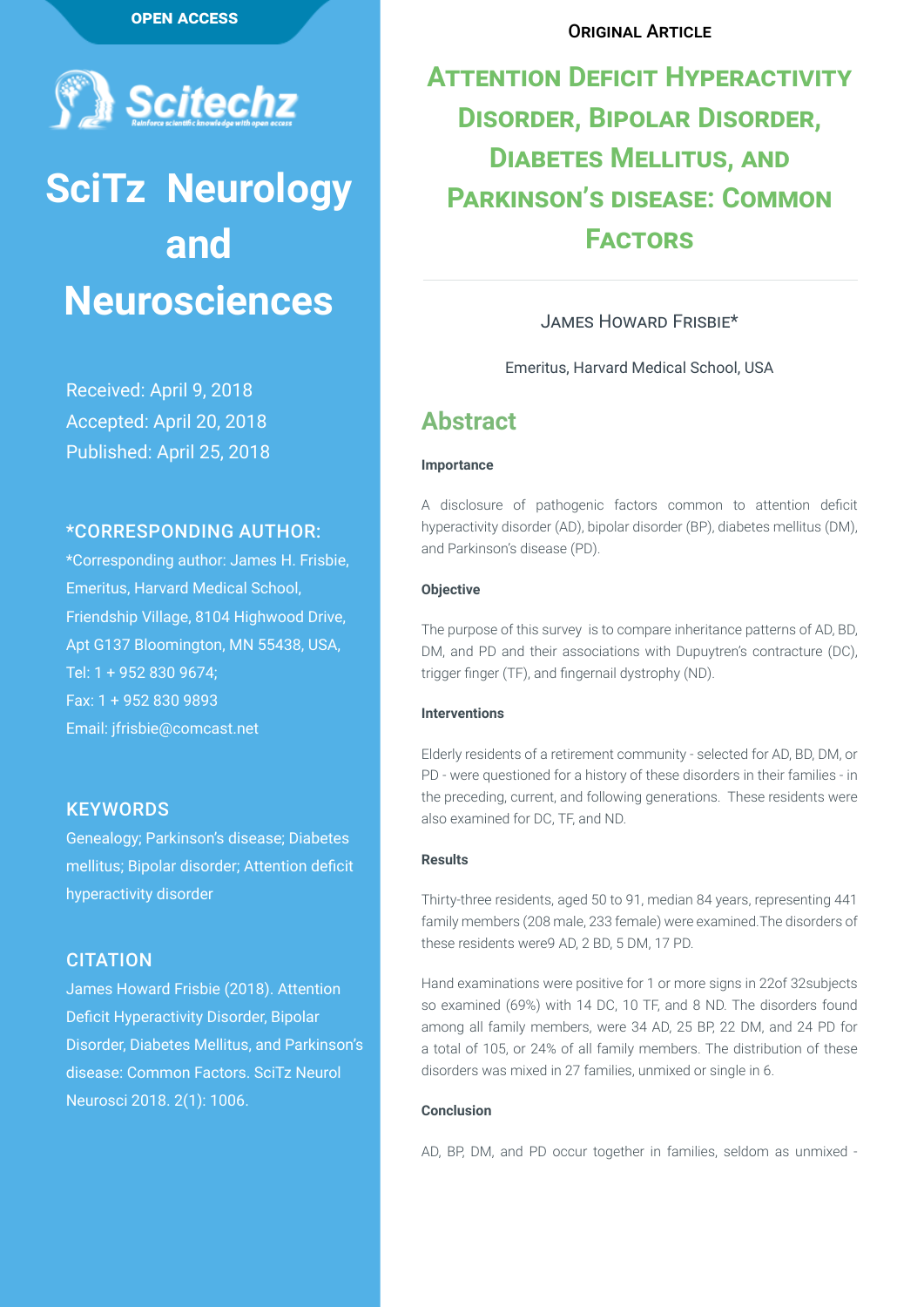OPEN ACCESS

Scitechz

# SciTz Neurology and Neurosciences

Received: April 9, 2018
Accepted: April 20, 2018
Published: April 25, 2018

### *CORRESPONDING AUTHOR:

*Corresponding author: James H. Frisbie, Emeritus, Harvard Medical School, Friendship Village, 8104 Highwood Drive, Apt G137 Bloomington, MN 55438, USA,
Tel: 1 + 952 830 9674;
Fax: 1 + 952 830 9893
Email: jfrisbie@comcast.net

### KEYWORDS

Genealogy; Parkinson's disease; Diabetes mellitus; Bipolar disorder; Attention deficit hyperactivity disorder

### CITATION

James Howard Frisbie (2018). Attention Deficit Hyperactivity Disorder, Bipolar Disorder, Diabetes Mellitus, and Parkinson's disease: Common Factors. SciTz Neurol Neurosci 2018. 2(1): 1006.

ORIGINAL ARTICLE

# Attention Deficit Hyperactivity Disorder, Bipolar Disorder, Diabetes Mellitus, and Parkinson's disease: Common Factors

James Howard Frisbie*

Emeritus, Harvard Medical School, USA

## Abstract

**Importance**

A disclosure of pathogenic factors common to attention deficit hyperactivity disorder (AD), bipolar disorder (BP), diabetes mellitus (DM), and Parkinson's disease (PD).

**Objective**

The purpose of this survey is to compare inheritance patterns of AD, BD, DM, and PD and their associations with Dupuytren's contracture (DC), trigger finger (TF), and fingernail dystrophy (ND).

**Interventions**

Elderly residents of a retirement community - selected for AD, BD, DM, or PD - were questioned for a history of these disorders in their families - in the preceding, current, and following generations. These residents were also examined for DC, TF, and ND.

**Results**

Thirty-three residents, aged 50 to 91, median 84 years, representing 441 family members (208 male, 233 female) were examined.The disorders of these residents were9 AD, 2 BD, 5 DM, 17 PD.

Hand examinations were positive for 1 or more signs in 22of 32subjects so examined (69%) with 14 DC, 10 TF, and 8 ND. The disorders found among all family members, were 34 AD, 25 BP, 22 DM, and 24 PD for a total of 105, or 24% of all family members. The distribution of these disorders was mixed in 27 families, unmixed or single in 6.

**Conclusion**

AD, BP, DM, and PD occur together in families, seldom as unmixed -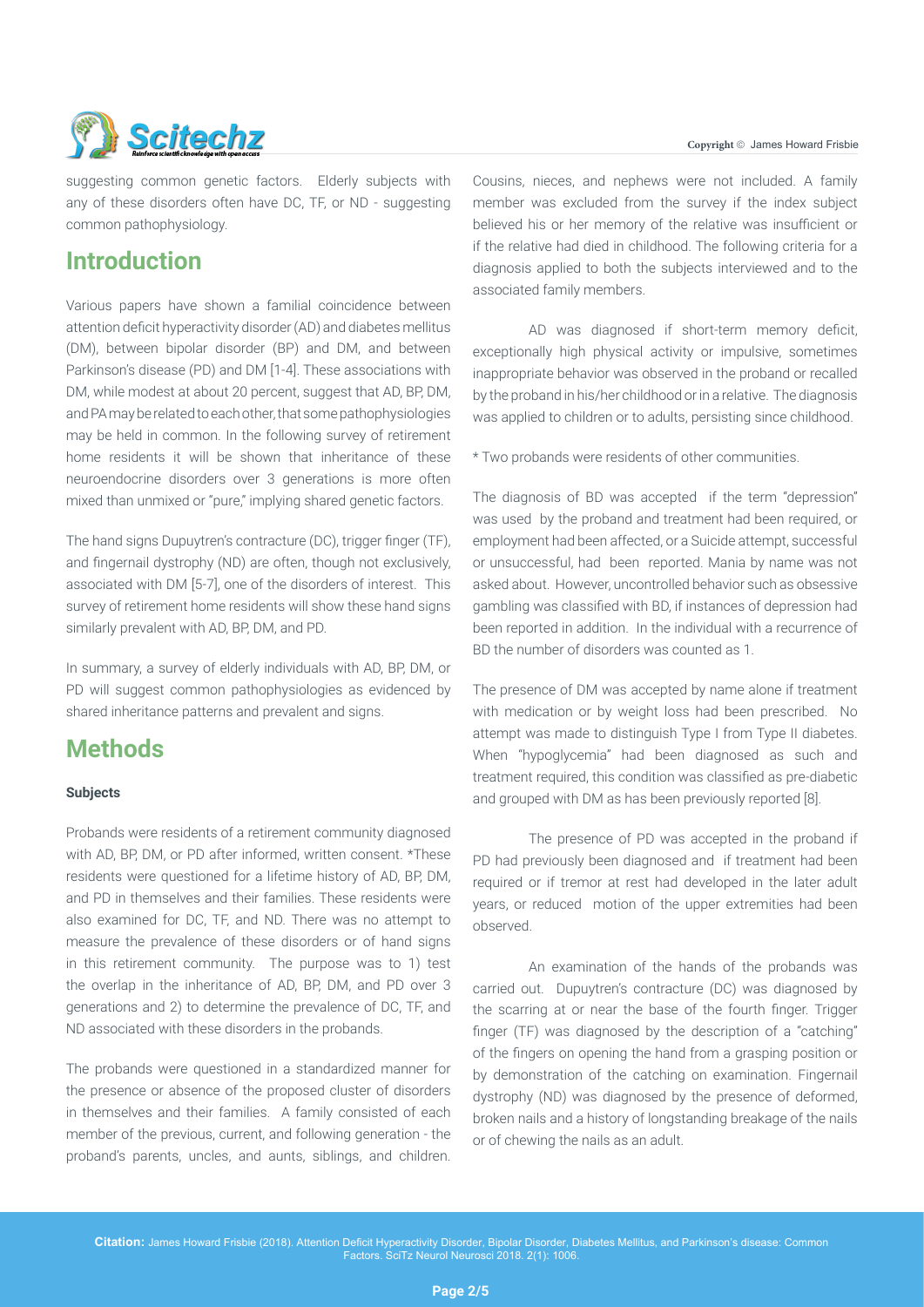suggesting common genetic factors. Elderly subjects with any of these disorders often have DC, TF, or ND - suggesting common pathophysiology.

## Introduction

Various papers have shown a familial coincidence between attention deficit hyperactivity disorder (AD) and diabetes mellitus (DM), between bipolar disorder (BP) and DM, and between Parkinson's disease (PD) and DM [1-4]. These associations with DM, while modest at about 20 percent, suggest that AD, BP, DM, and PA may be related to each other, that some pathophysiologies may be held in common. In the following survey of retirement home residents it will be shown that inheritance of these neuroendocrine disorders over 3 generations is more often mixed than unmixed or "pure," implying shared genetic factors.

The hand signs Dupuytren's contracture (DC), trigger finger (TF), and fingernail dystrophy (ND) are often, though not exclusively, associated with DM [5-7], one of the disorders of interest. This survey of retirement home residents will show these hand signs similarly prevalent with AD, BP, DM, and PD.

In summary, a survey of elderly individuals with AD, BP, DM, or PD will suggest common pathophysiologies as evidenced by shared inheritance patterns and prevalent and signs.

## Methods

### Subjects

Probands were residents of a retirement community diagnosed with AD, BP, DM, or PD after informed, written consent. *These residents were questioned for a lifetime history of AD, BP, DM, and PD in themselves and their families. These residents were also examined for DC, TF, and ND. There was no attempt to measure the prevalence of these disorders or of hand signs in this retirement community. The purpose was to 1) test the overlap in the inheritance of AD, BP, DM, and PD over 3 generations and 2) to determine the prevalence of DC, TF, and ND associated with these disorders in the probands.

The probands were questioned in a standardized manner for the presence or absence of the proposed cluster of disorders in themselves and their families. A family consisted of each member of the previous, current, and following generation - the proband's parents, uncles, and aunts, siblings, and children. Cousins, nieces, and nephews were not included. A family member was excluded from the survey if the index subject believed his or her memory of the relative was insufficient or if the relative had died in childhood. The following criteria for a diagnosis applied to both the subjects interviewed and to the associated family members.

AD was diagnosed if short-term memory deficit, exceptionally high physical activity or impulsive, sometimes inappropriate behavior was observed in the proband or recalled by the proband in his/her childhood or in a relative. The diagnosis was applied to children or to adults, persisting since childhood.

* Two probands were residents of other communities.

The diagnosis of BD was accepted if the term "depression" was used by the proband and treatment had been required, or employment had been affected, or a Suicide attempt, successful or unsuccessful, had been reported. Mania by name was not asked about. However, uncontrolled behavior such as obsessive gambling was classified with BD, if instances of depression had been reported in addition. In the individual with a recurrence of BD the number of disorders was counted as 1.

The presence of DM was accepted by name alone if treatment with medication or by weight loss had been prescribed. No attempt was made to distinguish Type I from Type II diabetes. When "hypoglycemia" had been diagnosed as such and treatment required, this condition was classified as pre-diabetic and grouped with DM as has been previously reported [8].

The presence of PD was accepted in the proband if PD had previously been diagnosed and if treatment had been required or if tremor at rest had developed in the later adult years, or reduced motion of the upper extremities had been observed.

An examination of the hands of the probands was carried out. Dupuytren's contracture (DC) was diagnosed by the scarring at or near the base of the fourth finger. Trigger finger (TF) was diagnosed by the description of a "catching" of the fingers on opening the hand from a grasping position or by demonstration of the catching on examination. Fingernail dystrophy (ND) was diagnosed by the presence of deformed, broken nails and a history of longstanding breakage of the nails or of chewing the nails as an adult.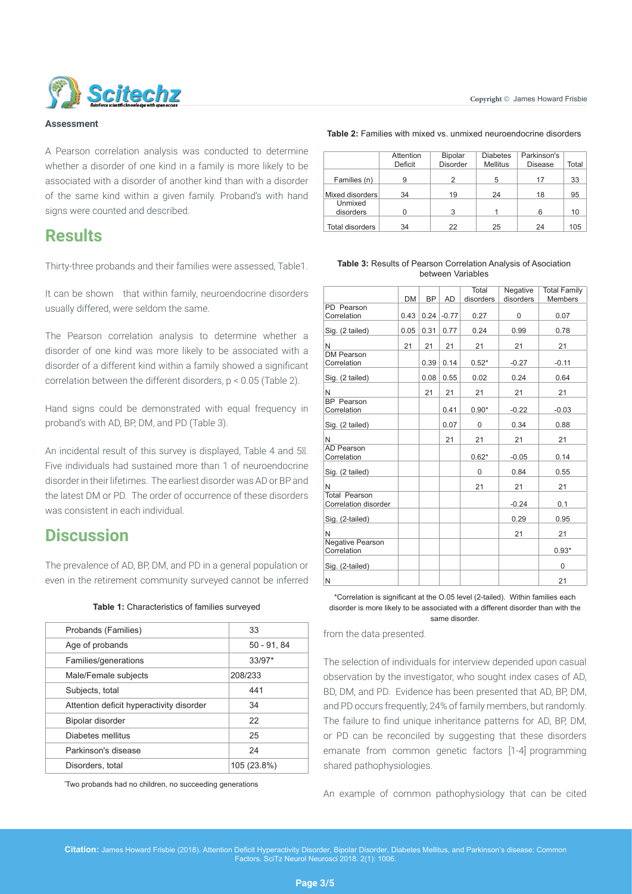### Assessment

A Pearson correlation analysis was conducted to determine whether a disorder of one kind in a family is more likely to be associated with a disorder of another kind than with a disorder of the same kind within a given family. Proband's with hand signs were counted and described.

## Results

Thirty-three probands and their families were assessed, Table1.

It can be shown that within family, neuroendocrine disorders usually differed, were seldom the same.

The Pearson correlation analysis to determine whether a disorder of one kind was more likely to be associated with a disorder of a different kind within a family showed a significant correlation between the different disorders, $p < 0.05$ (Table 2).

Hand signs could be demonstrated with equal frequency in proband's with AD, BP, DM, and PD (Table 3).

An incidental result of this survey is displayed, Table 4 and 5. Five individuals had sustained more than 1 of neuroendocrine disorder in their lifetimes. The earliest disorder was AD or BP and the latest DM or PD. The order of occurrence of these disorders was consistent in each individual.

## Discussion

The prevalence of AD, BP, DM, and PD in a general population or even in the retirement community surveyed cannot be inferred from the data presented.

**Table 1:** Characteristics of families surveyed

| Probands (Families) | 33 |
|---|---|
| Age of probands | 50 - 91, 84 |
| Families/generations | 33/97* |
| Male/Female subjects | 208/233 |
| Subjects, total | 441 |
| Attention deficit hyperactivity disorder | 34 |
| Bipolar disorder | 22 |
| Diabetes mellitus | 25 |
| Parkinson's disease | 24 |
| Disorders, total | 105 (23.8%) |

*Two probands had no children, no succeeding generations

**Table 2:** Families with mixed vs. unmixed neuroendocrine disorders

| | Attention Deficit | Bipolar Disorder | Diabetes Mellitus | Parkinson's Disease | Total |
|---|---|---|---|---|---|
| Families (n) | 9 | 2 | 5 | 17 | 33 |
| Mixed disorders | 34 | 19 | 24 | 18 | 95 |
| Unmixed disorders | 0 | 3 | 1 | 6 | 10 |
| Total disorders | 34 | 22 | 25 | 24 | 105 |

**Table 3:** Results of Pearson Correlation Analysis of Asociation between Variables

| | DM | BP | AD | Total disorders | Negative disorders | Total Family Members |
|---|---|---|---|---|---|---|
| PD Pearson Correlation | 0.43 | 0.24 | -0.77 | 0.27 | 0 | 0.07 |
| Sig. (2 tailed) | 0.05 | 0.31 | 0.77 | 0.24 | 0.99 | 0.78 |
| N | 21 | 21 | 21 | 21 | 21 | 21 |
| DM Pearson Correlation | | 0.39 | 0.14 | 0.52* | -0.27 | -0.11 |
| Sig. (2 tailed) | | 0.08 | 0.55 | 0.02 | 0.24 | 0.64 |
| N | | 21 | 21 | 21 | 21 | 21 |
| BP Pearson Correlation | | | 0.41 | 0.90* | -0.22 | -0.03 |
| Sig. (2 tailed) | | | 0.07 | 0 | 0.34 | 0.88 |
| N | | | 21 | 21 | 21 | 21 |
| AD Pearson Correlation | | | | 0.62* | -0.05 | 0.14 |
| Sig. (2 tailed) | | | | 0 | 0.84 | 0.55 |
| N | | | | 21 | 21 | 21 |
| Total Pearson Correlation disorder | | | | | -0.24 | 0.1 |
| Sig. (2-tailed) | | | | | 0.29 | 0.95 |
| N | | | | | 21 | 21 |
| Negative Pearson Correlation | | | | | | 0.93* |
| Sig. (2-tailed) | | | | | | 0 |
| N | | | | | | 21 |

*Correlation is significant at the O.05 level (2-tailed). Within families each disorder is more likely to be associated with a different disorder than with the same disorder.

The selection of individuals for interview depended upon casual observation by the investigator, who sought index cases of AD, BD, DM, and PD. Evidence has been presented that AD, BP, DM, and PD occurs frequently, 24% of family members, but randomly. The failure to find unique inheritance patterns for AD, BP, DM, or PD can be reconciled by suggesting that these disorders emanate from common genetic factors [1-4] programming shared pathophysiologies.

An example of common pathophysiology that can be cited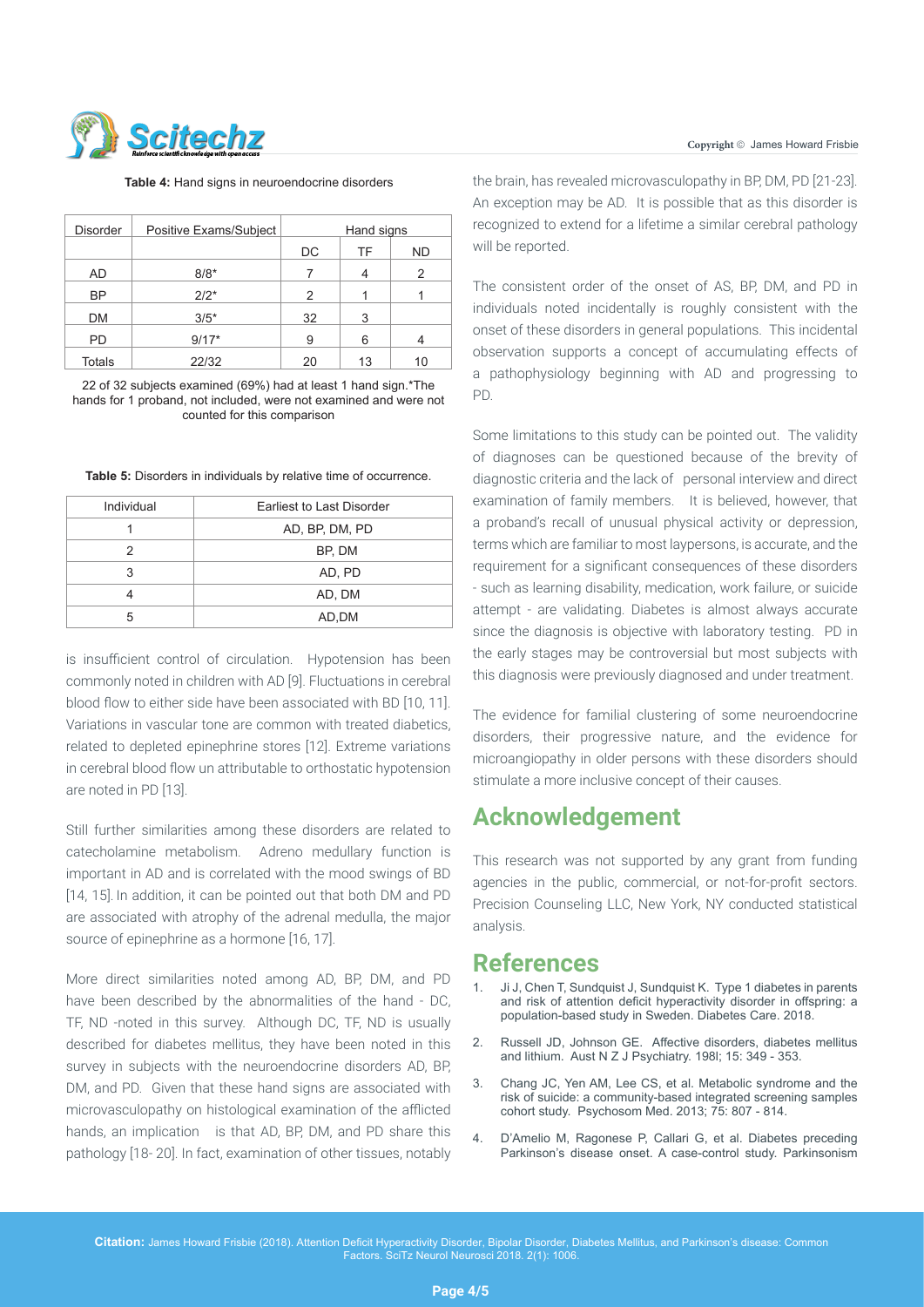**Table 4:** Hand signs in neuroendocrine disorders

| Disorder | Positive Exams/Subject | Hand signs | | |
|---|---|---|---|---|
| | | DC | TF | ND |
| AD | 8/8* | 7 | 4 | 2 |
| BP | 2/2* | 2 | 1 | 1 |
| DM | 3/5* | 32 | 3 | |
| PD | 9/17* | 9 | 6 | 4 |
| Totals | 22/32 | 20 | 13 | 10 |

22 of 32 subjects examined (69%) had at least 1 hand sign.*The hands for 1 proband, not included, were not examined and were not counted for this comparison

**Table 5:** Disorders in individuals by relative time of occurrence.

| Individual | Earliest to Last Disorder |
|---|---|
| 1 | AD, BP, DM, PD |
| 2 | BP, DM |
| 3 | AD, PD |
| 4 | AD, DM |
| 5 | AD,DM |

is insufficient control of circulation. Hypotension has been commonly noted in children with AD [9]. Fluctuations in cerebral blood flow to either side have been associated with BD [10, 11]. Variations in vascular tone are common with treated diabetics, related to depleted epinephrine stores [12]. Extreme variations in cerebral blood flow un attributable to orthostatic hypotension are noted in PD [13].

Still further similarities among these disorders are related to catecholamine metabolism. Adreno medullary function is important in AD and is correlated with the mood swings of BD [14, 15]. In addition, it can be pointed out that both DM and PD are associated with atrophy of the adrenal medulla, the major source of epinephrine as a hormone [16, 17].

More direct similarities noted among AD, BP, DM, and PD have been described by the abnormalities of the hand - DC, TF, ND -noted in this survey. Although DC, TF, ND is usually described for diabetes mellitus, they have been noted in this survey in subjects with the neuroendocrine disorders AD, BP, DM, and PD. Given that these hand signs are associated with microvasculopathy on histological examination of the afflicted hands, an implication is that AD, BP, DM, and PD share this pathology [18- 20]. In fact, examination of other tissues, notably the brain, has revealed microvasculopathy in BP, DM, PD [21-23]. An exception may be AD. It is possible that as this disorder is recognized to extend for a lifetime a similar cerebral pathology will be reported.

The consistent order of the onset of AS, BP, DM, and PD in individuals noted incidentally is roughly consistent with the onset of these disorders in general populations. This incidental observation supports a concept of accumulating effects of a pathophysiology beginning with AD and progressing to PD.

Some limitations to this study can be pointed out. The validity of diagnoses can be questioned because of the brevity of diagnostic criteria and the lack of personal interview and direct examination of family members. It is believed, however, that a proband's recall of unusual physical activity or depression, terms which are familiar to most laypersons, is accurate, and the requirement for a significant consequences of these disorders - such as learning disability, medication, work failure, or suicide attempt - are validating. Diabetes is almost always accurate since the diagnosis is objective with laboratory testing. PD in the early stages may be controversial but most subjects with this diagnosis were previously diagnosed and under treatment.

The evidence for familial clustering of some neuroendocrine disorders, their progressive nature, and the evidence for microangiopathy in older persons with these disorders should stimulate a more inclusive concept of their causes.

## Acknowledgement

This research was not supported by any grant from funding agencies in the public, commercial, or not-for-profit sectors. Precision Counseling LLC, New York, NY conducted statistical analysis.

## References

1. Ji J, Chen T, Sundquist J, Sundquist K. Type 1 diabetes in parents and risk of attention deficit hyperactivity disorder in offspring: a population-based study in Sweden. Diabetes Care. 2018.
2. Russell JD, Johnson GE. Affective disorders, diabetes mellitus and lithium. Aust N Z J Psychiatry. 198l; 15: 349 - 353.
3. Chang JC, Yen AM, Lee CS, et al. Metabolic syndrome and the risk of suicide: a community-based integrated screening samples cohort study. Psychosom Med. 2013; 75: 807 - 814.
4. D'Amelio M, Ragonese P, Callari G, et al. Diabetes preceding Parkinson's disease onset. A case-control study. Parkinsonism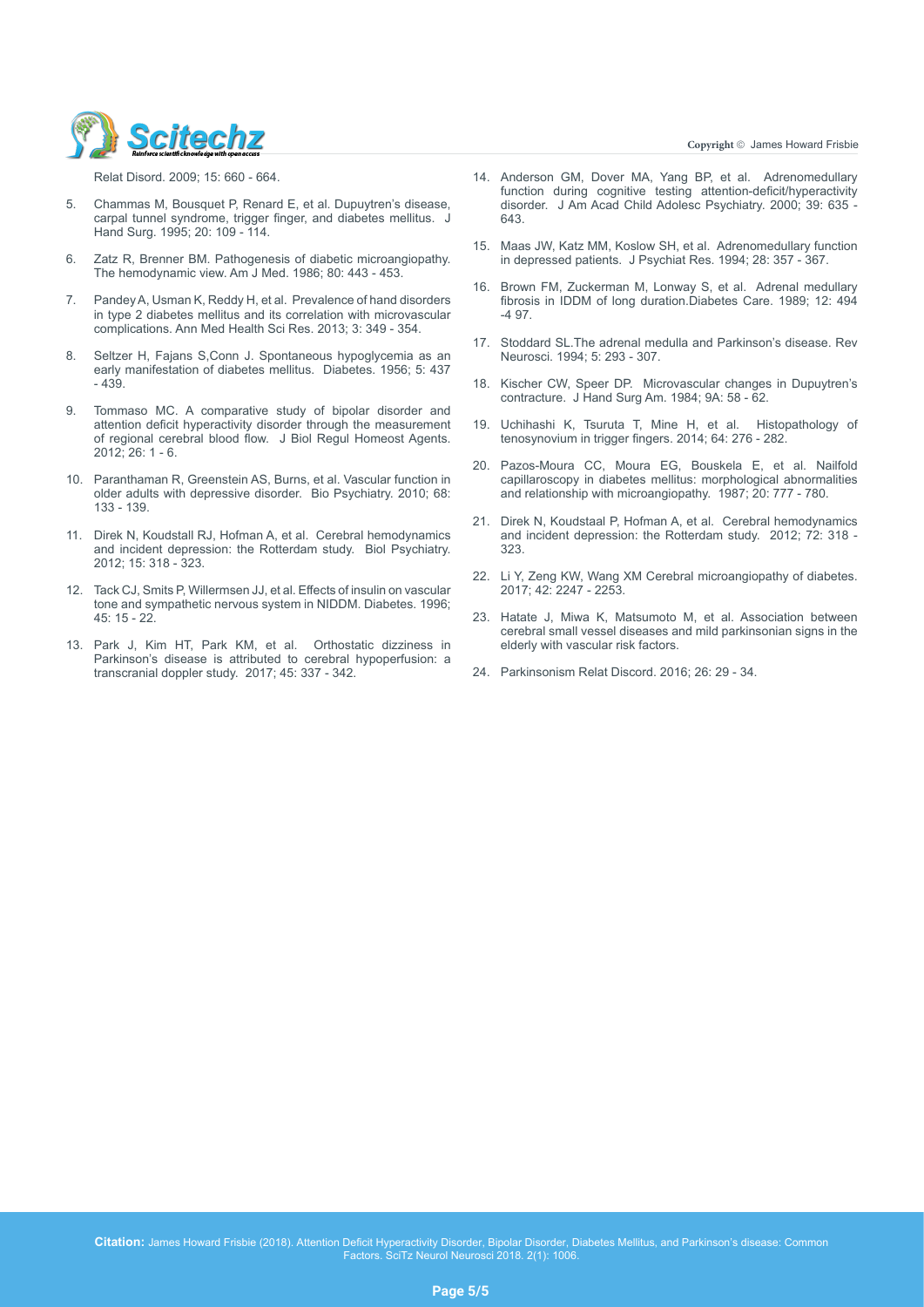Relat Disord. 2009; 15: 660 - 664.

5. Chammas M, Bousquet P, Renard E, et al. Dupuytren's disease, carpal tunnel syndrome, trigger finger, and diabetes mellitus. J Hand Surg. 1995; 20: 109 - 114.

6. Zatz R, Brenner BM. Pathogenesis of diabetic microangiopathy. The hemodynamic view. Am J Med. 1986; 80: 443 - 453.

7. Pandey A, Usman K, Reddy H, et al. Prevalence of hand disorders in type 2 diabetes mellitus and its correlation with microvascular complications. Ann Med Health Sci Res. 2013; 3: 349 - 354.

8. Seltzer H, Fajans S,Conn J. Spontaneous hypoglycemia as an early manifestation of diabetes mellitus. Diabetes. 1956; 5: 437 - 439.

9. Tommaso MC. A comparative study of bipolar disorder and attention deficit hyperactivity disorder through the measurement of regional cerebral blood flow. J Biol Regul Homeost Agents. 2012; 26: 1 - 6.

10. Paranthaman R, Greenstein AS, Burns, et al. Vascular function in older adults with depressive disorder. Bio Psychiatry. 2010; 68: 133 - 139.

11. Direk N, Koudstall RJ, Hofman A, et al. Cerebral hemodynamics and incident depression: the Rotterdam study. Biol Psychiatry. 2012; 15: 318 - 323.

12. Tack CJ, Smits P, Willermsen JJ, et al. Effects of insulin on vascular tone and sympathetic nervous system in NIDDM. Diabetes. 1996; 45: 15 - 22.

13. Park J, Kim HT, Park KM, et al. Orthostatic dizziness in Parkinson's disease is attributed to cerebral hypoperfusion: a transcranial doppler study. 2017; 45: 337 - 342.

14. Anderson GM, Dover MA, Yang BP, et al. Adrenomedullary function during cognitive testing attention-deficit/hyperactivity disorder. J Am Acad Child Adolesc Psychiatry. 2000; 39: 635 - 643.

15. Maas JW, Katz MM, Koslow SH, et al. Adrenomedullary function in depressed patients. J Psychiat Res. 1994; 28: 357 - 367.

16. Brown FM, Zuckerman M, Lonway S, et al. Adrenal medullary fibrosis in IDDM of long duration.Diabetes Care. 1989; 12: 494 -4 97.

17. Stoddard SL.The adrenal medulla and Parkinson's disease. Rev Neurosci. 1994; 5: 293 - 307.

18. Kischer CW, Speer DP. Microvascular changes in Dupuytren's contracture. J Hand Surg Am. 1984; 9A: 58 - 62.

19. Uchihashi K, Tsuruta T, Mine H, et al. Histopathology of tenosynovium in trigger fingers. 2014; 64: 276 - 282.

20. Pazos-Moura CC, Moura EG, Bouskela E, et al. Nailfold capillaroscopy in diabetes mellitus: morphological abnormalities and relationship with microangiopathy. 1987; 20: 777 - 780.

21. Direk N, Koudstaal P, Hofman A, et al. Cerebral hemodynamics and incident depression: the Rotterdam study. 2012; 72: 318 - 323.

22. Li Y, Zeng KW, Wang XM Cerebral microangiopathy of diabetes. 2017; 42: 2247 - 2253.

23. Hatate J, Miwa K, Matsumoto M, et al. Association between cerebral small vessel diseases and mild parkinsonian signs in the elderly with vascular risk factors.

24. Parkinsonism Relat Discord. 2016; 26: 29 - 34.

**Citation:** James Howard Frisbie (2018). Attention Deficit Hyperactivity Disorder, Bipolar Disorder, Diabetes Mellitus, and Parkinson's disease: Common Factors. SciTz Neurol Neurosci 2018. 2(1): 1006.